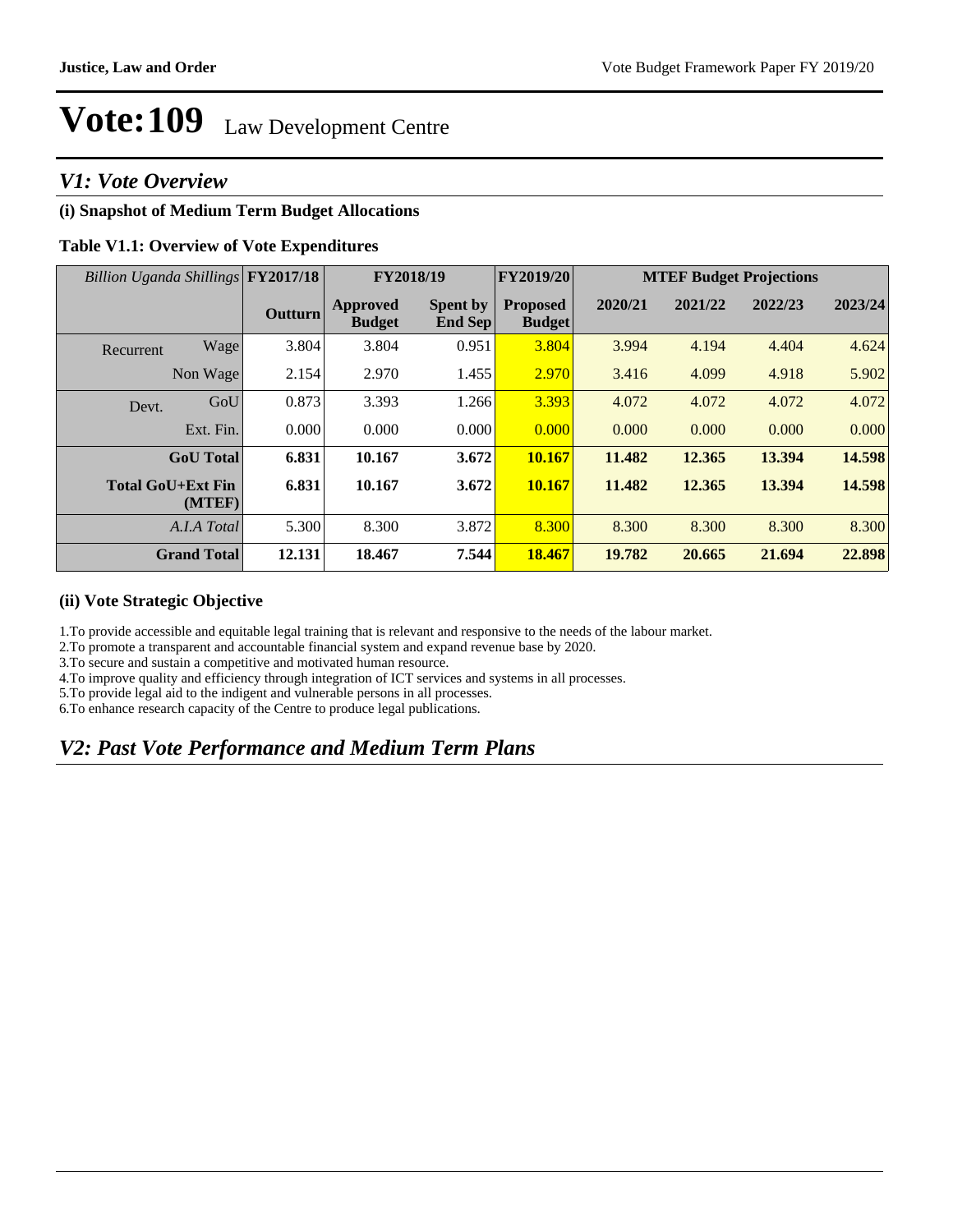# Vote:109 Law Development Centre

## V1: Vote Overview

### (i) Snapshot of Medium Term Budget Allocations

**Table V1.1: Overview of Vote Expenditures**

| *Billion Uganda Shillings* | | FY2017/18 | FY2018/19 | | FY2019/20 | MTEF Budget Projections | | | |
|---|---|---|---|---|---|---|---|---|---|
| | | Outturn | Approved Budget | Spent by End Sep | Proposed Budget | 2020/21 | 2021/22 | 2022/23 | 2023/24 |
| Recurrent | Wage | 3.804 | 3.804 | 0.951 | 3.804 | 3.994 | 4.194 | 4.404 | 4.624 |
| | Non Wage | 2.154 | 2.970 | 1.455 | 2.970 | 3.416 | 4.099 | 4.918 | 5.902 |
| Devt. | GoU | 0.873 | 3.393 | 1.266 | 3.393 | 4.072 | 4.072 | 4.072 | 4.072 |
| | Ext. Fin. | 0.000 | 0.000 | 0.000 | 0.000 | 0.000 | 0.000 | 0.000 | 0.000 |
| **GoU Total** | | **6.831** | **10.167** | **3.672** | **10.167** | **11.482** | **12.365** | **13.394** | **14.598** |
| **Total GoU+Ext Fin (MTEF)** | | **6.831** | **10.167** | **3.672** | **10.167** | **11.482** | **12.365** | **13.394** | **14.598** |
| *A.I.A Total* | | 5.300 | 8.300 | 3.872 | 8.300 | 8.300 | 8.300 | 8.300 | 8.300 |
| **Grand Total** | | **12.131** | **18.467** | **7.544** | **18.467** | **19.782** | **20.665** | **21.694** | **22.898** |

### (ii) Vote Strategic Objective

1.To provide accessible and equitable legal training that is relevant and responsive to the needs of the labour market.
2.To promote a transparent and accountable financial system and expand revenue base by 2020.
3.To secure and sustain a competitive and motivated human resource.
4.To improve quality and efficiency through integration of ICT services and systems in all processes.
5.To provide legal aid to the indigent and vulnerable persons in all processes.
6.To enhance research capacity of the Centre to produce legal publications.

## V2: Past Vote Performance and Medium Term Plans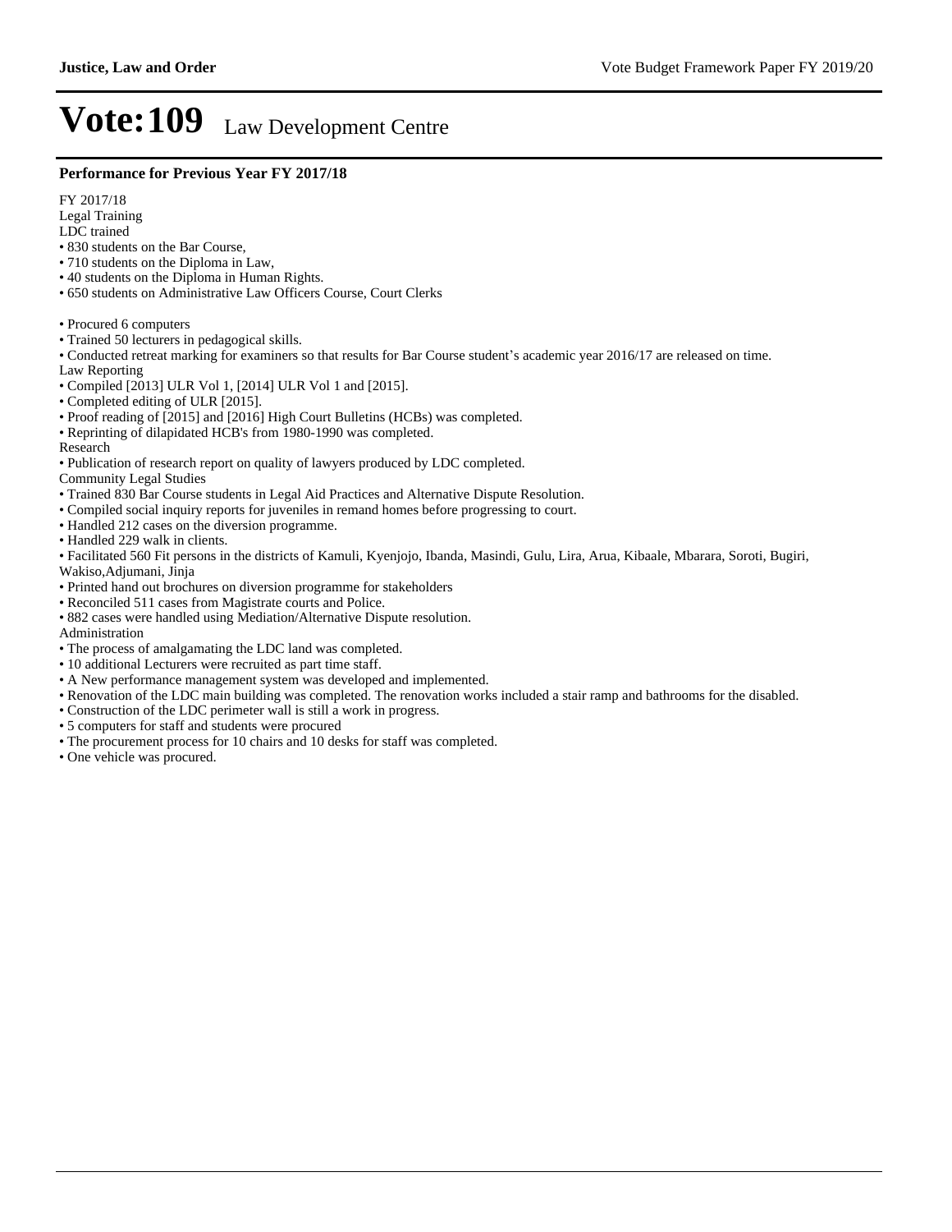# Vote:109 Law Development Centre

**Performance for Previous Year FY 2017/18**

FY 2017/18
Legal Training
LDC trained

- 830 students on the Bar Course,
- 710 students on the Diploma in Law,
- 40 students on the Diploma in Human Rights.
- 650 students on Administrative Law Officers Course, Court Clerks

- Procured 6 computers
- Trained 50 lecturers in pedagogical skills.
- Conducted retreat marking for examiners so that results for Bar Course student's academic year 2016/17 are released on time.

Law Reporting

- Compiled [2013] ULR Vol 1, [2014] ULR Vol 1 and [2015].
- Completed editing of ULR [2015].
- Proof reading of [2015] and [2016] High Court Bulletins (HCBs) was completed.
- Reprinting of dilapidated HCB's from 1980-1990 was completed.

Research

- Publication of research report on quality of lawyers produced by LDC completed.

Community Legal Studies

- Trained 830 Bar Course students in Legal Aid Practices and Alternative Dispute Resolution.
- Compiled social inquiry reports for juveniles in remand homes before progressing to court.
- Handled 212 cases on the diversion programme.
- Handled 229 walk in clients.
- Facilitated 560 Fit persons in the districts of Kamuli, Kyenjojo, Ibanda, Masindi, Gulu, Lira, Arua, Kibaale, Mbarara, Soroti, Bugiri, Wakiso,Adjumani, Jinja
- Printed hand out brochures on diversion programme for stakeholders
- Reconciled 511 cases from Magistrate courts and Police.
- 882 cases were handled using Mediation/Alternative Dispute resolution.

Administration

- The process of amalgamating the LDC land was completed.
- 10 additional Lecturers were recruited as part time staff.
- A New performance management system was developed and implemented.
- Renovation of the LDC main building was completed. The renovation works included a stair ramp and bathrooms for the disabled.
- Construction of the LDC perimeter wall is still a work in progress.
- 5 computers for staff and students were procured
- The procurement process for 10 chairs and 10 desks for staff was completed.
- One vehicle was procured.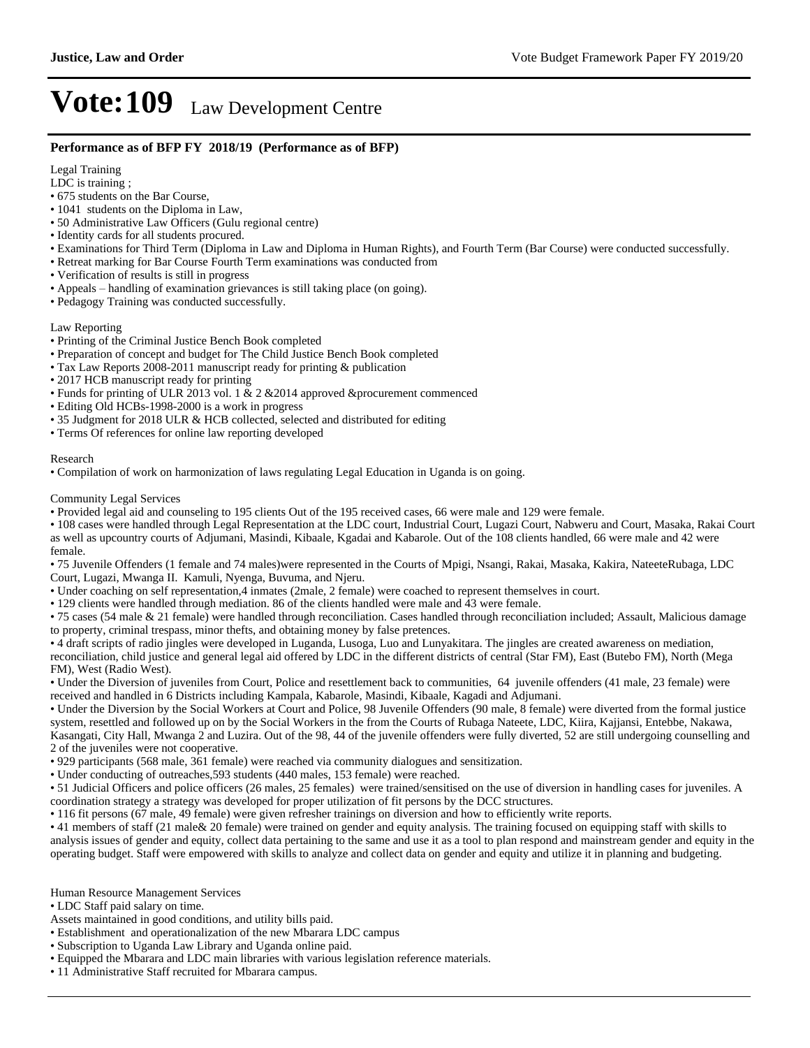# Vote:109 Law Development Centre

### Performance as of BFP FY 2018/19 (Performance as of BFP)

Legal Training

LDC is training ;

- 675 students on the Bar Course,
- 1041 students on the Diploma in Law,
- 50 Administrative Law Officers (Gulu regional centre)
- Identity cards for all students procured.
- Examinations for Third Term (Diploma in Law and Diploma in Human Rights), and Fourth Term (Bar Course) were conducted successfully.
- Retreat marking for Bar Course Fourth Term examinations was conducted from
- Verification of results is still in progress
- Appeals – handling of examination grievances is still taking place (on going).
- Pedagogy Training was conducted successfully.

Law Reporting

- Printing of the Criminal Justice Bench Book completed
- Preparation of concept and budget for The Child Justice Bench Book completed
- Tax Law Reports 2008-2011 manuscript ready for printing & publication
- 2017 HCB manuscript ready for printing
- Funds for printing of ULR 2013 vol. 1 & 2 &2014 approved &procurement commenced
- Editing Old HCBs-1998-2000 is a work in progress
- 35 Judgment for 2018 ULR & HCB collected, selected and distributed for editing
- Terms Of references for online law reporting developed

Research

- Compilation of work on harmonization of laws regulating Legal Education in Uganda is on going.

Community Legal Services

- Provided legal aid and counseling to 195 clients Out of the 195 received cases, 66 were male and 129 were female.
- 108 cases were handled through Legal Representation at the LDC court, Industrial Court, Lugazi Court, Nabweru and Court, Masaka, Rakai Court as well as upcountry courts of Adjumani, Masindi, Kibaale, Kgadai and Kabarole. Out of the 108 clients handled, 66 were male and 42 were female.
- 75 Juvenile Offenders (1 female and 74 males)were represented in the Courts of Mpigi, Nsangi, Rakai, Masaka, Kakira, NateeteRubaga, LDC Court, Lugazi, Mwanga II. Kamuli, Nyenga, Buvuma, and Njeru.
- Under coaching on self representation,4 inmates (2male, 2 female) were coached to represent themselves in court.
- 129 clients were handled through mediation. 86 of the clients handled were male and 43 were female.
- 75 cases (54 male & 21 female) were handled through reconciliation. Cases handled through reconciliation included; Assault, Malicious damage to property, criminal trespass, minor thefts, and obtaining money by false pretences.
- 4 draft scripts of radio jingles were developed in Luganda, Lusoga, Luo and Lunyakitara. The jingles are created awareness on mediation, reconciliation, child justice and general legal aid offered by LDC in the different districts of central (Star FM), East (Butebo FM), North (Mega FM), West (Radio West).
- Under the Diversion of juveniles from Court, Police and resettlement back to communities, 64 juvenile offenders (41 male, 23 female) were received and handled in 6 Districts including Kampala, Kabarole, Masindi, Kibaale, Kagadi and Adjumani.
- Under the Diversion by the Social Workers at Court and Police, 98 Juvenile Offenders (90 male, 8 female) were diverted from the formal justice system, resettled and followed up on by the Social Workers in the from the Courts of Rubaga Nateete, LDC, Kiira, Kajjansi, Entebbe, Nakawa, Kasangati, City Hall, Mwanga 2 and Luzira. Out of the 98, 44 of the juvenile offenders were fully diverted, 52 are still undergoing counselling and 2 of the juveniles were not cooperative.
- 929 participants (568 male, 361 female) were reached via community dialogues and sensitization.
- Under conducting of outreaches,593 students (440 males, 153 female) were reached.
- 51 Judicial Officers and police officers (26 males, 25 females) were trained/sensitised on the use of diversion in handling cases for juveniles. A coordination strategy a strategy was developed for proper utilization of fit persons by the DCC structures.
- 116 fit persons (67 male, 49 female) were given refresher trainings on diversion and how to efficiently write reports.
- 41 members of staff (21 male& 20 female) were trained on gender and equity analysis. The training focused on equipping staff with skills to analysis issues of gender and equity, collect data pertaining to the same and use it as a tool to plan respond and mainstream gender and equity in the operating budget. Staff were empowered with skills to analyze and collect data on gender and equity and utilize it in planning and budgeting.

Human Resource Management Services

- LDC Staff paid salary on time.

Assets maintained in good conditions, and utility bills paid.

- Establishment and operationalization of the new Mbarara LDC campus
- Subscription to Uganda Law Library and Uganda online paid.
- Equipped the Mbarara and LDC main libraries with various legislation reference materials.
- 11 Administrative Staff recruited for Mbarara campus.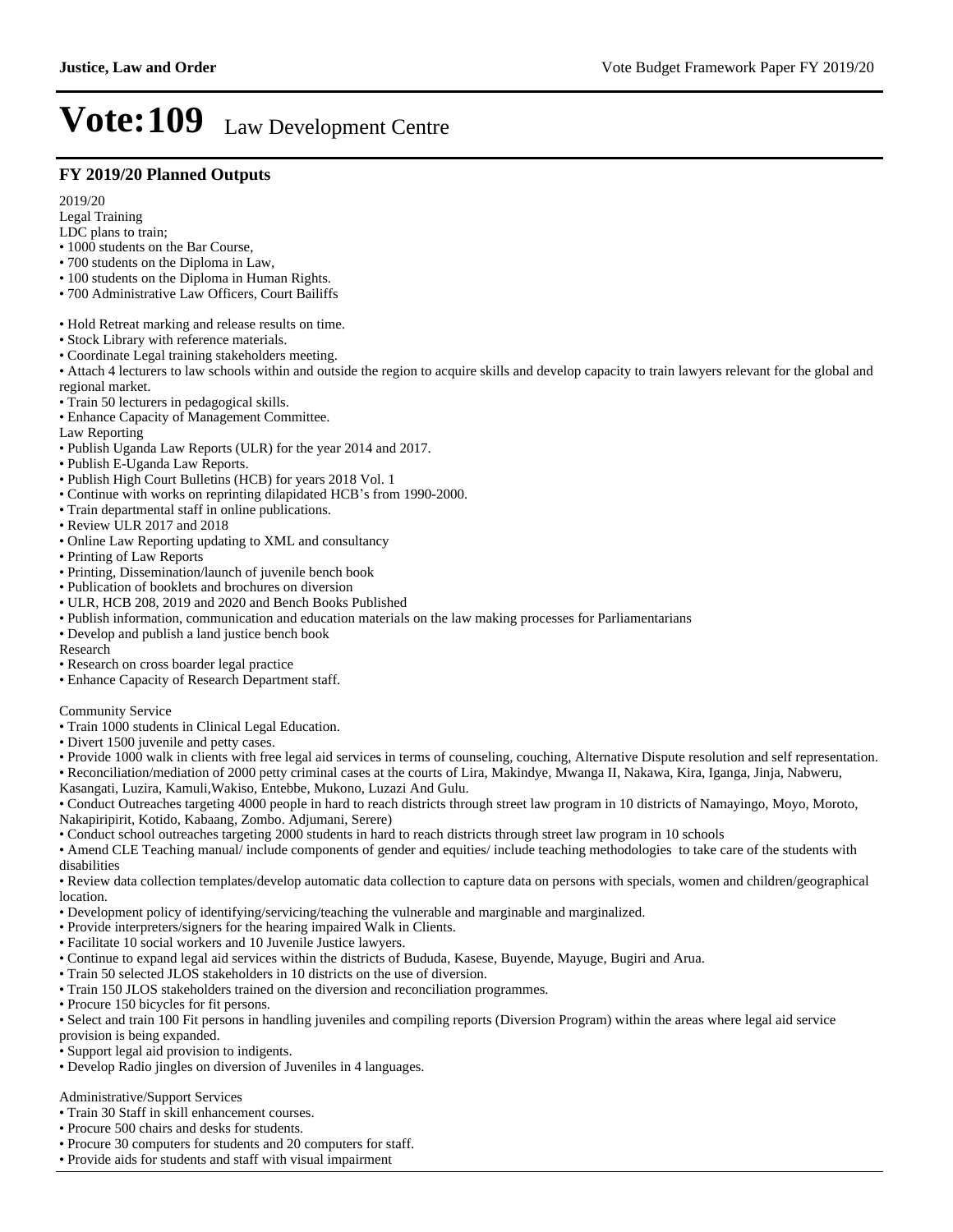# Vote:109 Law Development Centre

## FY 2019/20 Planned Outputs

2019/20

Legal Training

LDC plans to train;

- 1000 students on the Bar Course,
- 700 students on the Diploma in Law,
- 100 students on the Diploma in Human Rights.
- 700 Administrative Law Officers, Court Bailiffs

- Hold Retreat marking and release results on time.
- Stock Library with reference materials.
- Coordinate Legal training stakeholders meeting.
- Attach 4 lecturers to law schools within and outside the region to acquire skills and develop capacity to train lawyers relevant for the global and regional market.
- Train 50 lecturers in pedagogical skills.
- Enhance Capacity of Management Committee.

Law Reporting

- Publish Uganda Law Reports (ULR) for the year 2014 and 2017.
- Publish E-Uganda Law Reports.
- Publish High Court Bulletins (HCB) for years 2018 Vol. 1
- Continue with works on reprinting dilapidated HCB's from 1990-2000.
- Train departmental staff in online publications.
- Review ULR 2017 and 2018
- Online Law Reporting updating to XML and consultancy
- Printing of Law Reports
- Printing, Dissemination/launch of juvenile bench book
- Publication of booklets and brochures on diversion
- ULR, HCB 208, 2019 and 2020 and Bench Books Published
- Publish information, communication and education materials on the law making processes for Parliamentarians
- Develop and publish a land justice bench book

Research

- Research on cross boarder legal practice
- Enhance Capacity of Research Department staff.

Community Service

- Train 1000 students in Clinical Legal Education.
- Divert 1500 juvenile and petty cases.
- Provide 1000 walk in clients with free legal aid services in terms of counseling, couching, Alternative Dispute resolution and self representation.
- Reconciliation/mediation of 2000 petty criminal cases at the courts of Lira, Makindye, Mwanga II, Nakawa, Kira, Iganga, Jinja, Nabweru, Kasangati, Luzira, Kamuli,Wakiso, Entebbe, Mukono, Luzazi And Gulu.
- Conduct Outreaches targeting 4000 people in hard to reach districts through street law program in 10 districts of Namayingo, Moyo, Moroto, Nakapiripirit, Kotido, Kabaang, Zombo. Adjumani, Serere)
- Conduct school outreaches targeting 2000 students in hard to reach districts through street law program in 10 schools
- Amend CLE Teaching manual/ include components of gender and equities/ include teaching methodologies to take care of the students with disabilities
- Review data collection templates/develop automatic data collection to capture data on persons with specials, women and children/geographical location.
- Development policy of identifying/servicing/teaching the vulnerable and marginable and marginalized.
- Provide interpreters/signers for the hearing impaired Walk in Clients.
- Facilitate 10 social workers and 10 Juvenile Justice lawyers.
- Continue to expand legal aid services within the districts of Bududa, Kasese, Buyende, Mayuge, Bugiri and Arua.
- Train 50 selected JLOS stakeholders in 10 districts on the use of diversion.
- Train 150 JLOS stakeholders trained on the diversion and reconciliation programmes.
- Procure 150 bicycles for fit persons.
- Select and train 100 Fit persons in handling juveniles and compiling reports (Diversion Program) within the areas where legal aid service provision is being expanded.
- Support legal aid provision to indigents.
- Develop Radio jingles on diversion of Juveniles in 4 languages.

Administrative/Support Services

- Train 30 Staff in skill enhancement courses.
- Procure 500 chairs and desks for students.
- Procure 30 computers for students and 20 computers for staff.
- Provide aids for students and staff with visual impairment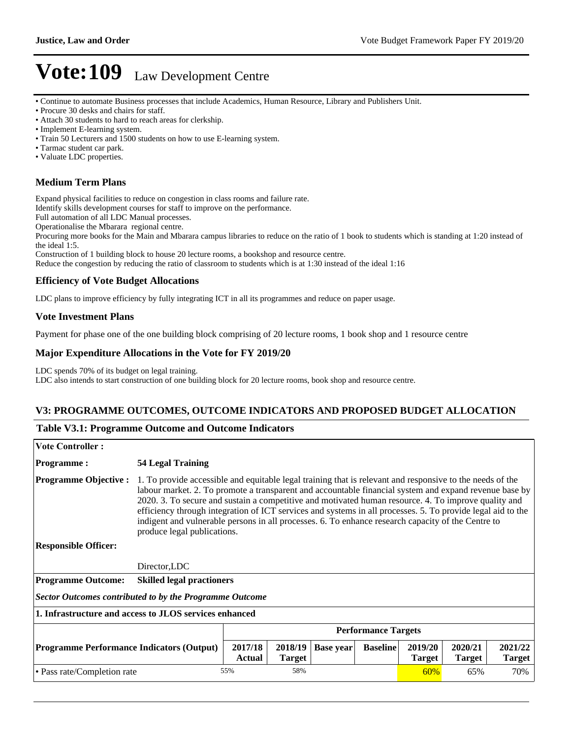# Vote:109 Law Development Centre

- Continue to automate Business processes that include Academics, Human Resource, Library and Publishers Unit.
- Procure 30 desks and chairs for staff.
- Attach 30 students to hard to reach areas for clerkship.
- Implement E-learning system.
- Train 50 Lecturers and 1500 students on how to use E-learning system.
- Tarmac student car park.
- Valuate LDC properties.

### Medium Term Plans

Expand physical facilities to reduce on congestion in class rooms and failure rate.
Identify skills development courses for staff to improve on the performance.
Full automation of all LDC Manual processes.
Operationalise the Mbarara regional centre.
Procuring more books for the Main and Mbarara campus libraries to reduce on the ratio of 1 book to students which is standing at 1:20 instead of the ideal 1:5.
Construction of 1 building block to house 20 lecture rooms, a bookshop and resource centre.
Reduce the congestion by reducing the ratio of classroom to students which is at 1:30 instead of the ideal 1:16

### Efficiency of Vote Budget Allocations

LDC plans to improve efficiency by fully integrating ICT in all its programmes and reduce on paper usage.

### Vote Investment Plans

Payment for phase one of the one building block comprising of 20 lecture rooms, 1 book shop and 1 resource centre

### Major Expenditure Allocations in the Vote for FY 2019/20

LDC spends 70% of its budget on legal training.
LDC also intends to start construction of one building block for 20 lecture rooms, book shop and resource centre.

## V3: PROGRAMME OUTCOMES, OUTCOME INDICATORS AND PROPOSED BUDGET ALLOCATION

### Table V3.1: Programme Outcome and Outcome Indicators

**Vote Controller :**

**Programme :** **54 Legal Training**

**Programme Objective :** 1. To provide accessible and equitable legal training that is relevant and responsive to the needs of the labour market. 2. To promote a transparent and accountable financial system and expand revenue base by 2020. 3. To secure and sustain a competitive and motivated human resource. 4. To improve quality and efficiency through integration of ICT services and systems in all processes. 5. To provide legal aid to the indigent and vulnerable persons in all processes. 6. To enhance research capacity of the Centre to produce legal publications.

**Responsible Officer:** Director,LDC

**Programme Outcome:** **Skilled legal practioners**

***Sector Outcomes contributed to by the Programme Outcome***

**1. Infrastructure and access to JLOS services enhanced**

| | Performance Targets | | | | | | |
|---|---|---|---|---|---|---|---|
| **Programme Performance Indicators (Output)** | **2017/18 Actual** | **2018/19 Target** | **Base year** | **Baseline** | **2019/20 Target** | **2020/21 Target** | **2021/22 Target** |
| • Pass rate/Completion rate | 55% | 58% | | | 60% | 65% | 70% |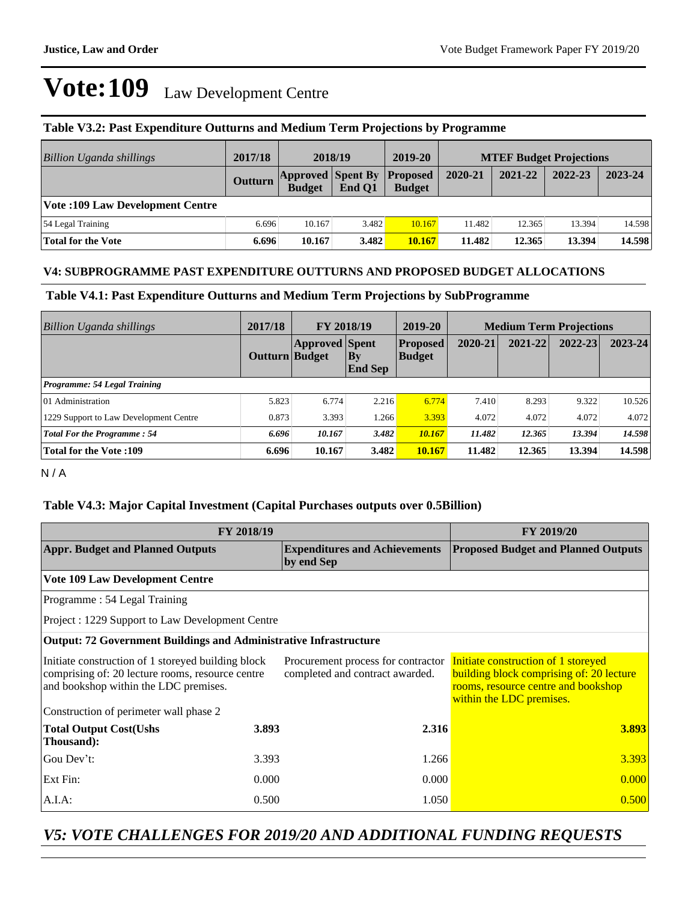# Vote:109 Law Development Centre

### Table V3.2: Past Expenditure Outturns and Medium Term Projections by Programme

| *Billion Uganda shillings* | 2017/18 | 2018/19 | | 2019-20 | MTEF Budget Projections | | | |
|---|---|---|---|---|---|---|---|---|
| | Outturn | Approved Budget | Spent By End Q1 | Proposed Budget | 2020-21 | 2021-22 | 2022-23 | 2023-24 |
| **Vote :109 Law Development Centre** | | | | | | | | |
| 54 Legal Training | 6.696 | 10.167 | 3.482 | 10.167 | 11.482 | 12.365 | 13.394 | 14.598 |
| **Total for the Vote** | **6.696** | **10.167** | **3.482** | **10.167** | **11.482** | **12.365** | **13.394** | **14.598** |

### V4: SUBPROGRAMME PAST EXPENDITURE OUTTURNS AND PROPOSED BUDGET ALLOCATIONS

### Table V4.1: Past Expenditure Outturns and Medium Term Projections by SubProgramme

| *Billion Uganda shillings* | 2017/18 | FY 2018/19 | | 2019-20 | Medium Term Projections | | | |
|---|---|---|---|---|---|---|---|---|
| | Outturn | Approved Budget | Spent By End Sep | Proposed Budget | 2020-21 | 2021-22 | 2022-23 | 2023-24 |
| ***Programme: 54 Legal Training*** | | | | | | | | |
| 01 Administration | 5.823 | 6.774 | 2.216 | 6.774 | 7.410 | 8.293 | 9.322 | 10.526 |
| 1229 Support to Law Development Centre | 0.873 | 3.393 | 1.266 | 3.393 | 4.072 | 4.072 | 4.072 | 4.072 |
| ***Total For the Programme : 54*** | ***6.696*** | ***10.167*** | ***3.482*** | ***10.167*** | ***11.482*** | ***12.365*** | ***13.394*** | ***14.598*** |
| **Total for the Vote :109** | **6.696** | **10.167** | **3.482** | **10.167** | **11.482** | **12.365** | **13.394** | **14.598** |

N / A

### Table V4.3: Major Capital Investment (Capital Purchases outputs over 0.5Billion)

| FY 2018/19 | | | FY 2019/20 |
|---|---|---|---|
| **Appr. Budget and Planned Outputs** | | **Expenditures and Achievements by end Sep** | **Proposed Budget and Planned Outputs** |
| **Vote 109 Law Development Centre** | | | |
| Programme : 54 Legal Training | | | |
| Project : 1229 Support to Law Development Centre | | | |
| **Output: 72 Government Buildings and Administrative Infrastructure** | | | |
| Initiate construction of 1 storeyed building block comprising of: 20 lecture rooms, resource centre and bookshop within the LDC premises.<br><br>Construction of perimeter wall phase 2 | | Procurement process for contractor completed and contract awarded. | Initiate construction of 1 storeyed building block comprising of: 20 lecture rooms, resource centre and bookshop within the LDC premises. |
| **Total Output Cost(Ushs Thousand):** | **3.893** | **2.316** | **3.893** |
| Gou Dev't: | 3.393 | 1.266 | 3.393 |
| Ext Fin: | 0.000 | 0.000 | 0.000 |
| A.I.A: | 0.500 | 1.050 | 0.500 |

## *V5: VOTE CHALLENGES FOR 2019/20 AND ADDITIONAL FUNDING REQUESTS*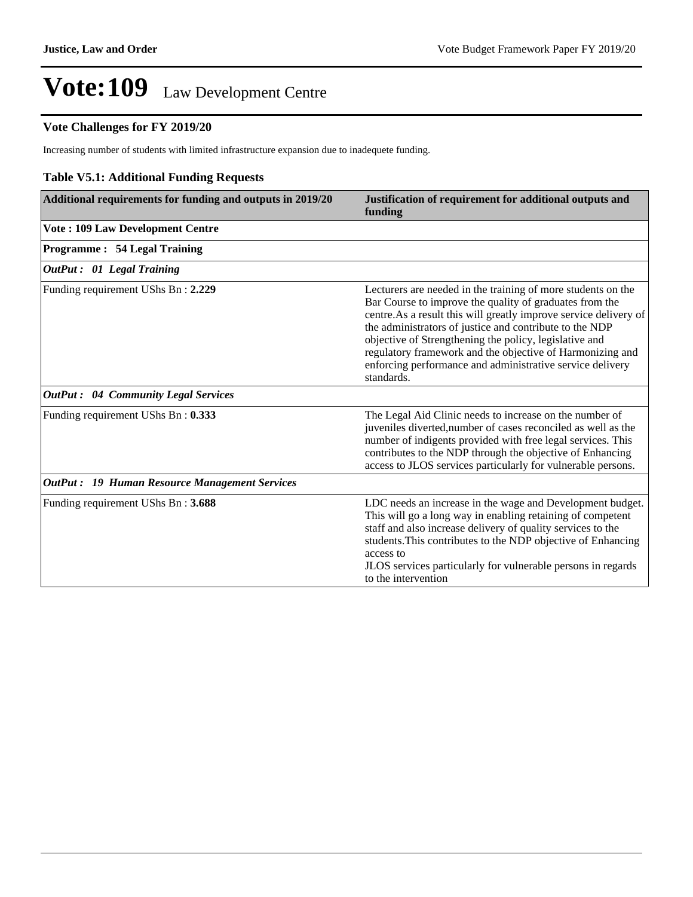# Vote:109 Law Development Centre

## Vote Challenges for FY 2019/20

Increasing number of students with limited infrastructure expansion due to inadequete funding.

### Table V5.1: Additional Funding Requests

| Additional requirements for funding and outputs in 2019/20 | Justification of requirement for additional outputs and funding |
|---|---|
| **Vote : 109 Law Development Centre** | |
| **Programme : 54 Legal Training** | |
| ***OutPut : 01 Legal Training*** | |
| Funding requirement UShs Bn : **2.229** | Lecturers are needed in the training of more students on the Bar Course to improve the quality of graduates from the centre.As a result this will greatly improve service delivery of the administrators of justice and contribute to the NDP objective of Strengthening the policy, legislative and regulatory framework and the objective of Harmonizing and enforcing performance and administrative service delivery standards. |
| ***OutPut : 04 Community Legal Services*** | |
| Funding requirement UShs Bn : **0.333** | The Legal Aid Clinic needs to increase on the number of juveniles diverted,number of cases reconciled as well as the number of indigents provided with free legal services. This contributes to the NDP through the objective of Enhancing access to JLOS services particularly for vulnerable persons. |
| ***OutPut : 19 Human Resource Management Services*** | |
| Funding requirement UShs Bn : **3.688** | LDC needs an increase in the wage and Development budget. This will go a long way in enabling retaining of competent staff and also increase delivery of quality services to the students.This contributes to the NDP objective of Enhancing access to JLOS services particularly for vulnerable persons in regards to the intervention |